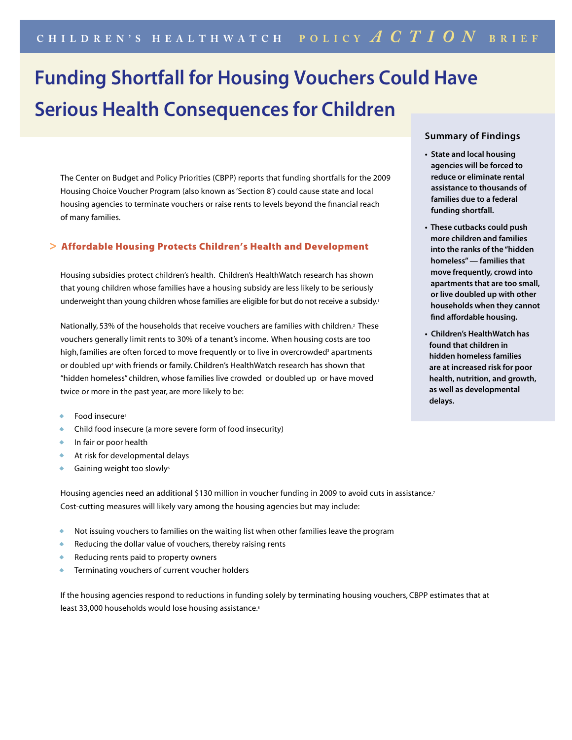CHILDREN'S HEALTHWATCH POLICY *ACTION* BRIEF

# Funding Shortfall for Housing Vouchers Could Have Serious Health Consequences for Children

The Center on Budget and Policy Priorities (CBPP) reports that funding shortfalls for the 2009 Housing Choice Voucher Program (also known as 'Section 8') could cause state and local housing agencies to terminate vouchers or raise rents to levels beyond the financial reach of many families.

## > Affordable Housing Protects Children's Health and Development

Housing subsidies protect children's health. Children's HealthWatch research has shown that young children whose families have a housing subsidy are less likely to be seriously underweight than young children whose families are eligible for but do not receive a subsidy.[1]

Nationally, 53% of the households that receive vouchers are families with children.[2] These vouchers generally limit rents to 30% of a tenant's income. When housing costs are too high, families are often forced to move frequently or to live in overcrowded[3] apartments or doubled up[4] with friends or family. Children's HealthWatch research has shown that "hidden homeless" children, whose families live crowded or doubled up or have moved twice or more in the past year, are more likely to be:

- Food insecure[5]
- Child food insecure (a more severe form of food insecurity)
- In fair or poor health
- At risk for developmental delays
- Gaining weight too slowly[6]

Housing agencies need an additional $130 million in voucher funding in 2009 to avoid cuts in assistance.[7] Cost-cutting measures will likely vary among the housing agencies but may include:

- Not issuing vouchers to families on the waiting list when other families leave the program
- Reducing the dollar value of vouchers, thereby raising rents
- Reducing rents paid to property owners
- Terminating vouchers of current voucher holders

If the housing agencies respond to reductions in funding solely by terminating housing vouchers, CBPP estimates that at least 33,000 households would lose housing assistance.[8]

### Summary of Findings

- **State and local housing agencies will be forced to reduce or eliminate rental assistance to thousands of families due to a federal funding shortfall.**
- **These cutbacks could push more children and families into the ranks of the "hidden homeless" — families that move frequently, crowd into apartments that are too small, or live doubled up with other households when they cannot find affordable housing.**
- **Children's HealthWatch has found that children in hidden homeless families are at increased risk for poor health, nutrition, and growth, as well as developmental delays.**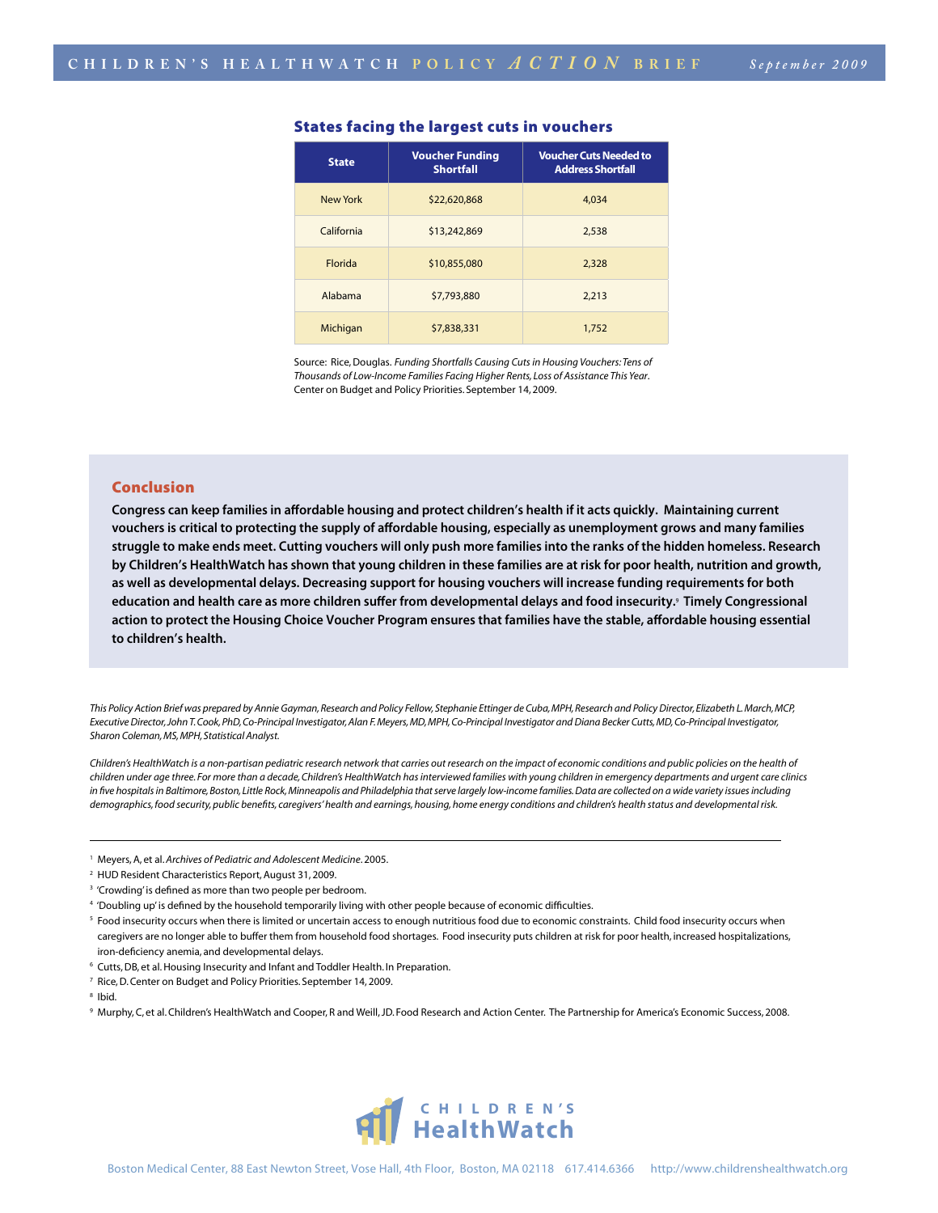### States facing the largest cuts in vouchers

| State | Voucher Funding Shortfall | Voucher Cuts Needed to Address Shortfall |
|---|---|---|
| New York | $22,620,868 | 4,034 |
| California | $13,242,869 | 2,538 |
| Florida | $10,855,080 | 2,328 |
| Alabama | $7,793,880 | 2,213 |
| Michigan | $7,838,331 | 1,752 |

Source: Rice, Douglas. *Funding Shortfalls Causing Cuts in Housing Vouchers: Tens of Thousands of Low-Income Families Facing Higher Rents, Loss of Assistance This Year*. Center on Budget and Policy Priorities. September 14, 2009.

## Conclusion

**Congress can keep families in affordable housing and protect children's health if it acts quickly. Maintaining current vouchers is critical to protecting the supply of affordable housing, especially as unemployment grows and many families struggle to make ends meet. Cutting vouchers will only push more families into the ranks of the hidden homeless. Research by Children's HealthWatch has shown that young children in these families are at risk for poor health, nutrition and growth, as well as developmental delays. Decreasing support for housing vouchers will increase funding requirements for both education and health care as more children suffer from developmental delays and food insecurity.[9] Timely Congressional action to protect the Housing Choice Voucher Program ensures that families have the stable, affordable housing essential to children's health.**

*This Policy Action Brief was prepared by Annie Gayman, Research and Policy Fellow, Stephanie Ettinger de Cuba, MPH, Research and Policy Director, Elizabeth L. March, MCP, Executive Director, John T. Cook, PhD, Co-Principal Investigator, Alan F. Meyers, MD, MPH, Co-Principal Investigator and Diana Becker Cutts, MD, Co-Principal Investigator, Sharon Coleman, MS, MPH, Statistical Analyst.*

*Children's HealthWatch is a non-partisan pediatric research network that carries out research on the impact of economic conditions and public policies on the health of children under age three. For more than a decade, Children's HealthWatch has interviewed families with young children in emergency departments and urgent care clinics in five hospitals in Baltimore, Boston, Little Rock, Minneapolis and Philadelphia that serve largely low-income families. Data are collected on a wide variety issues including demographics, food security, public benefits, caregivers' health and earnings, housing, home energy conditions and children's health status and developmental risk.*

---

1. Meyers, A, et al. *Archives of Pediatric and Adolescent Medicine*. 2005.
2. HUD Resident Characteristics Report, August 31, 2009.
3. 'Crowding' is defined as more than two people per bedroom.
4. 'Doubling up' is defined by the household temporarily living with other people because of economic difficulties.
5. Food insecurity occurs when there is limited or uncertain access to enough nutritious food due to economic constraints. Child food insecurity occurs when caregivers are no longer able to buffer them from household food shortages. Food insecurity puts children at risk for poor health, increased hospitalizations, iron-deficiency anemia, and developmental delays.
6. Cutts, DB, et al. Housing Insecurity and Infant and Toddler Health. In Preparation.
7. Rice, D. Center on Budget and Policy Priorities. September 14, 2009.
8. Ibid.
9. Murphy, C, et al. Children's HealthWatch and Cooper, R and Weill, JD. Food Research and Action Center. The Partnership for America's Economic Success, 2008.

CHILDREN'S HealthWatch

Boston Medical Center, 88 East Newton Street, Vose Hall, 4th Floor, Boston, MA 02118 617.414.6366 http://www.childrenshealthwatch.org